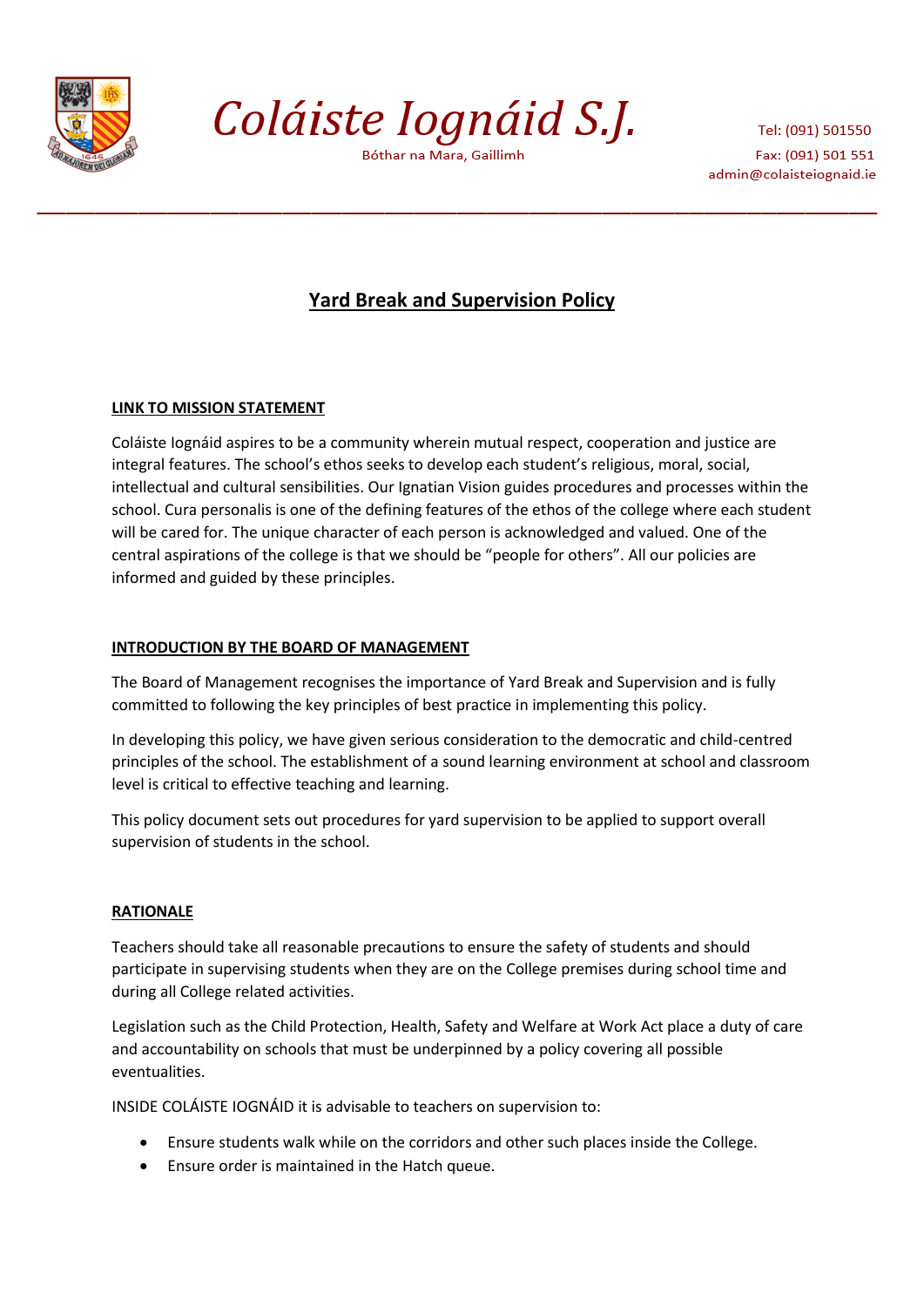# Coláiste Iognáid S.J.

Bóthar na Mara, Gaillimh

Tel: (091) 501550
Fax: (091) 501 551
admin@colaisteiognaid.ie

## Yard Break and Supervision Policy

### LINK TO MISSION STATEMENT

Coláiste Iognáid aspires to be a community wherein mutual respect, cooperation and justice are integral features. The school's ethos seeks to develop each student's religious, moral, social, intellectual and cultural sensibilities. Our Ignatian Vision guides procedures and processes within the school. Cura personalis is one of the defining features of the ethos of the college where each student will be cared for. The unique character of each person is acknowledged and valued. One of the central aspirations of the college is that we should be "people for others". All our policies are informed and guided by these principles.

### INTRODUCTION BY THE BOARD OF MANAGEMENT

The Board of Management recognises the importance of Yard Break and Supervision and is fully committed to following the key principles of best practice in implementing this policy.

In developing this policy, we have given serious consideration to the democratic and child-centred principles of the school. The establishment of a sound learning environment at school and classroom level is critical to effective teaching and learning.

This policy document sets out procedures for yard supervision to be applied to support overall supervision of students in the school.

### RATIONALE

Teachers should take all reasonable precautions to ensure the safety of students and should participate in supervising students when they are on the College premises during school time and during all College related activities.

Legislation such as the Child Protection, Health, Safety and Welfare at Work Act place a duty of care and accountability on schools that must be underpinned by a policy covering all possible eventualities.

INSIDE COLÁISTE IOGNÁID it is advisable to teachers on supervision to:

- Ensure students walk while on the corridors and other such places inside the College.
- Ensure order is maintained in the Hatch queue.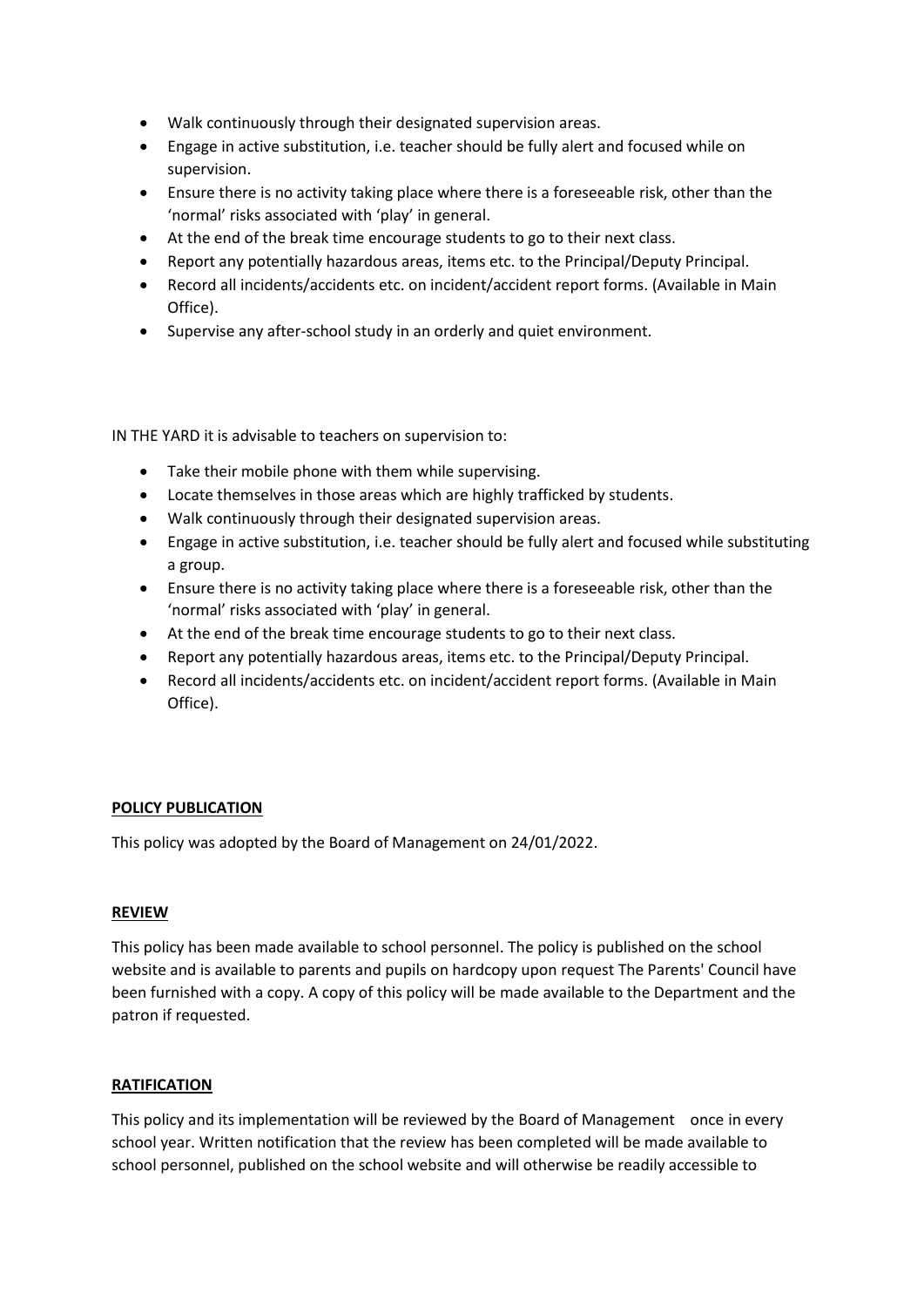- Walk continuously through their designated supervision areas.
- Engage in active substitution, i.e. teacher should be fully alert and focused while on supervision.
- Ensure there is no activity taking place where there is a foreseeable risk, other than the 'normal' risks associated with 'play' in general.
- At the end of the break time encourage students to go to their next class.
- Report any potentially hazardous areas, items etc. to the Principal/Deputy Principal.
- Record all incidents/accidents etc. on incident/accident report forms. (Available in Main Office).
- Supervise any after-school study in an orderly and quiet environment.

IN THE YARD it is advisable to teachers on supervision to:

- Take their mobile phone with them while supervising.
- Locate themselves in those areas which are highly trafficked by students.
- Walk continuously through their designated supervision areas.
- Engage in active substitution, i.e. teacher should be fully alert and focused while substituting a group.
- Ensure there is no activity taking place where there is a foreseeable risk, other than the 'normal' risks associated with 'play' in general.
- At the end of the break time encourage students to go to their next class.
- Report any potentially hazardous areas, items etc. to the Principal/Deputy Principal.
- Record all incidents/accidents etc. on incident/accident report forms. (Available in Main Office).

**POLICY PUBLICATION**

This policy was adopted by the Board of Management on 24/01/2022.

**REVIEW**

This policy has been made available to school personnel. The policy is published on the school website and is available to parents and pupils on hardcopy upon request The Parents' Council have been furnished with a copy. A copy of this policy will be made available to the Department and the patron if requested.

**RATIFICATION**

This policy and its implementation will be reviewed by the Board of Management once in every school year. Written notification that the review has been completed will be made available to school personnel, published on the school website and will otherwise be readily accessible to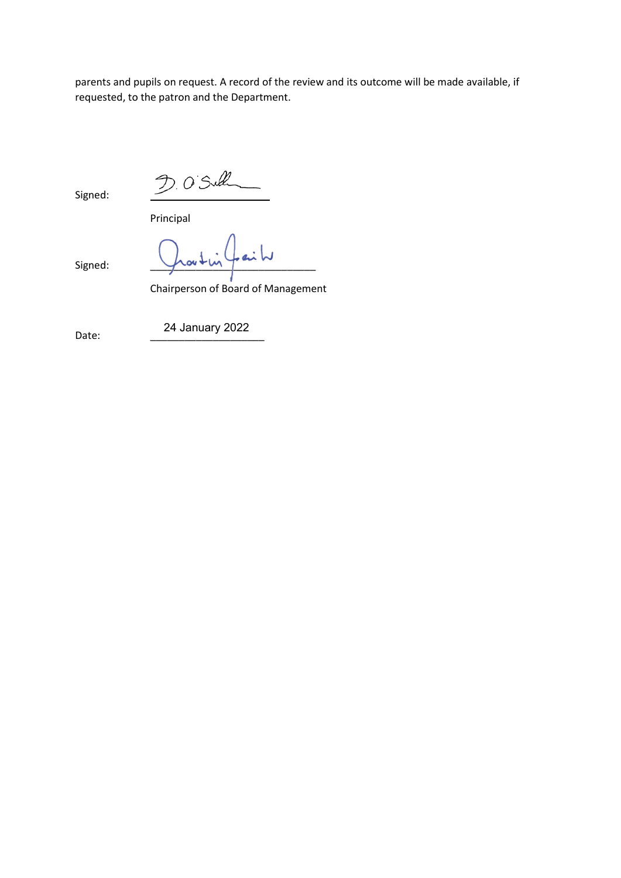parents and pupils on request. A record of the review and its outcome will be made available, if requested, to the patron and the Department.

Signed: D. O'Sull___________

Principal

Signed: ___________________________

Chairperson of Board of Management

Date: 24 January 2022